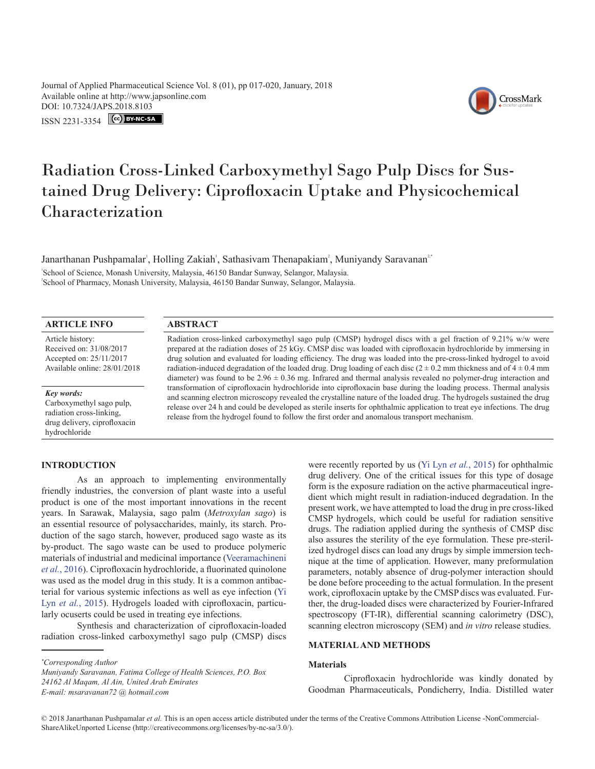Journal of Applied Pharmaceutical Science Vol. 8 (01), pp 017-020, January, 2018
Available online at http://www.japsonline.com
DOI: 10.7324/JAPS.2018.8103
ISSN 2231-3354

# Radiation Cross-Linked Carboxymethyl Sago Pulp Discs for Sustained Drug Delivery: Ciprofloxacin Uptake and Physicochemical Characterization

Janarthanan Pushpamalar[1], Holling Zakiah[1], Sathasivam Thenapakiam[2], Muniyandy Saravanan[2,*]

[1]School of Science, Monash University, Malaysia, 46150 Bandar Sunway, Selangor, Malaysia.
[2]School of Pharmacy, Monash University, Malaysia, 46150 Bandar Sunway, Selangor, Malaysia.

## ARTICLE INFO

Article history:
Received on: 31/08/2017
Accepted on: 25/11/2017
Available online: 28/01/2018

***Key words:***
Carboxymethyl sago pulp, radiation cross-linking, drug delivery, ciprofloxacin hydrochloride

## ABSTRACT

Radiation cross-linked carboxymethyl sago pulp (CMSP) hydrogel discs with a gel fraction of 9.21% w/w were prepared at the radiation doses of 25 kGy. CMSP disc was loaded with ciprofloxacin hydrochloride by immersing in drug solution and evaluated for loading efficiency. The drug was loaded into the pre-cross-linked hydrogel to avoid radiation-induced degradation of the loaded drug. Drug loading of each disc (2 ± 0.2 mm thickness and of 4 ± 0.4 mm diameter) was found to be 2.96 ± 0.36 mg. Infrared and thermal analysis revealed no polymer-drug interaction and transformation of ciprofloxacin hydrochloride into ciprofloxacin base during the loading process. Thermal analysis and scanning electron microscopy revealed the crystalline nature of the loaded drug. The hydrogels sustained the drug release over 24 h and could be developed as sterile inserts for ophthalmic application to treat eye infections. The drug release from the hydrogel found to follow the first order and anomalous transport mechanism.

## INTRODUCTION

As an approach to implementing environmentally friendly industries, the conversion of plant waste into a useful product is one of the most important innovations in the recent years. In Sarawak, Malaysia, sago palm (*Metroxylan sago*) is an essential resource of polysaccharides, mainly, its starch. Production of the sago starch, however, produced sago waste as its by-product. The sago waste can be used to produce polymeric materials of industrial and medicinal importance (Veeramachineni *et al.*, 2016). Ciprofloxacin hydrochloride, a fluorinated quinolone was used as the model drug in this study. It is a common antibacterial for various systemic infections as well as eye infection (Yi Lyn *et al.*, 2015). Hydrogels loaded with ciprofloxacin, particularly ocuserts could be used in treating eye infections.

Synthesis and characterization of ciprofloxacin-loaded radiation cross-linked carboxymethyl sago pulp (CMSP) discs were recently reported by us (Yi Lyn *et al.*, 2015) for ophthalmic drug delivery. One of the critical issues for this type of dosage form is the exposure radiation on the active pharmaceutical ingredient which might result in radiation-induced degradation. In the present work, we have attempted to load the drug in pre cross-liked CMSP hydrogels, which could be useful for radiation sensitive drugs. The radiation applied during the synthesis of CMSP disc also assures the sterility of the eye formulation. These pre-sterilized hydrogel discs can load any drugs by simple immersion technique at the time of application. However, many preformulation parameters, notably absence of drug-polymer interaction should be done before proceeding to the actual formulation. In the present work, ciprofloxacin uptake by the CMSP discs was evaluated. Further, the drug-loaded discs were characterized by Fourier-Infrared spectroscopy (FT-IR), differential scanning calorimetry (DSC), scanning electron microscopy (SEM) and *in vitro* release studies.

## MATERIAL AND METHODS

### Materials

Ciprofloxacin hydrochloride was kindly donated by Goodman Pharmaceuticals, Pondicherry, India. Distilled water

*\*Corresponding Author*
*Muniyandy Saravanan, Fatima College of Health Sciences, P.O. Box 24162 Al Maqam, Al Ain, United Arab Emirates*
*E-mail: msaravanan72 @ hotmail.com*

© 2018 Janarthanan Pushpamalar *et al.* This is an open access article distributed under the terms of the Creative Commons Attribution License -NonCommercial-ShareAlikeUnported License (http://creativecommons.org/licenses/by-nc-sa/3.0/).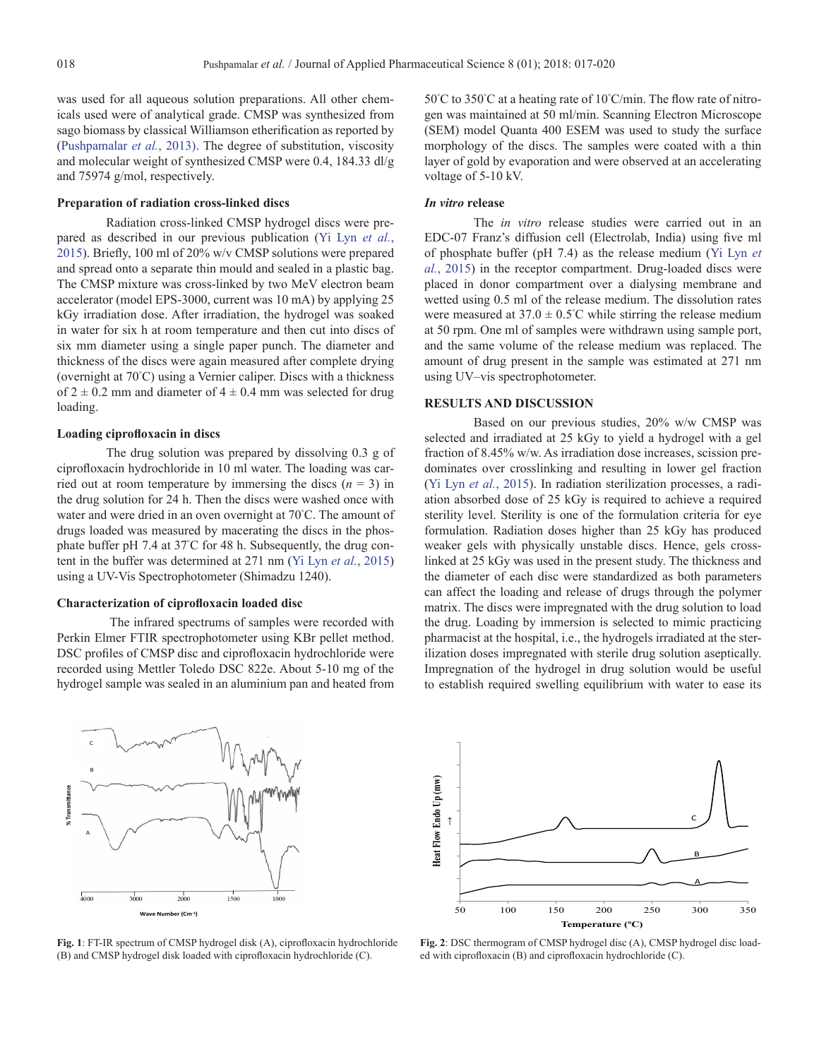was used for all aqueous solution preparations. All other chemicals used were of analytical grade. CMSP was synthesized from sago biomass by classical Williamson etherification as reported by (Pushpamalar *et al.*, 2013). The degree of substitution, viscosity and molecular weight of synthesized CMSP were 0.4, 184.33 dl/g and 75974 g/mol, respectively.

### Preparation of radiation cross-linked discs

Radiation cross-linked CMSP hydrogel discs were prepared as described in our previous publication (Yi Lyn *et al.*, 2015). Briefly, 100 ml of 20% w/v CMSP solutions were prepared and spread onto a separate thin mould and sealed in a plastic bag. The CMSP mixture was cross-linked by two MeV electron beam accelerator (model EPS-3000, current was 10 mA) by applying 25 kGy irradiation dose. After irradiation, the hydrogel was soaked in water for six h at room temperature and then cut into discs of six mm diameter using a single paper punch. The diameter and thickness of the discs were again measured after complete drying (overnight at 70°C) using a Vernier caliper. Discs with a thickness of 2 ± 0.2 mm and diameter of 4 ± 0.4 mm was selected for drug loading.

### Loading ciprofloxacin in discs

The drug solution was prepared by dissolving 0.3 g of ciprofloxacin hydrochloride in 10 ml water. The loading was carried out at room temperature by immersing the discs ($n = 3$) in the drug solution for 24 h. Then the discs were washed once with water and were dried in an oven overnight at 70°C. The amount of drugs loaded was measured by macerating the discs in the phosphate buffer pH 7.4 at 37°C for 48 h. Subsequently, the drug content in the buffer was determined at 271 nm (Yi Lyn *et al.*, 2015) using a UV-Vis Spectrophotometer (Shimadzu 1240).

### Characterization of ciprofloxacin loaded disc

The infrared spectrums of samples were recorded with Perkin Elmer FTIR spectrophotometer using KBr pellet method. DSC profiles of CMSP disc and ciprofloxacin hydrochloride were recorded using Mettler Toledo DSC 822e. About 5-10 mg of the hydrogel sample was sealed in an aluminium pan and heated from 50°C to 350°C at a heating rate of 10°C/min. The flow rate of nitrogen was maintained at 50 ml/min. Scanning Electron Microscope (SEM) model Quanta 400 ESEM was used to study the surface morphology of the discs. The samples were coated with a thin layer of gold by evaporation and were observed at an accelerating voltage of 5-10 kV.

### *In vitro* release

The *in vitro* release studies were carried out in an EDC-07 Franz's diffusion cell (Electrolab, India) using five ml of phosphate buffer (pH 7.4) as the release medium (Yi Lyn *et al.*, 2015) in the receptor compartment. Drug-loaded discs were placed in donor compartment over a dialysing membrane and wetted using 0.5 ml of the release medium. The dissolution rates were measured at 37.0 ± 0.5°C while stirring the release medium at 50 rpm. One ml of samples were withdrawn using sample port, and the same volume of the release medium was replaced. The amount of drug present in the sample was estimated at 271 nm using UV–vis spectrophotometer.

## RESULTS AND DISCUSSION

Based on our previous studies, 20% w/w CMSP was selected and irradiated at 25 kGy to yield a hydrogel with a gel fraction of 8.45% w/w. As irradiation dose increases, scission predominates over crosslinking and resulting in lower gel fraction (Yi Lyn *et al.*, 2015). In radiation sterilization processes, a radiation absorbed dose of 25 kGy is required to achieve a required sterility level. Sterility is one of the formulation criteria for eye formulation. Radiation doses higher than 25 kGy has produced weaker gels with physically unstable discs. Hence, gels cross-linked at 25 kGy was used in the present study. The thickness and the diameter of each disc were standardized as both parameters can affect the loading and release of drugs through the polymer matrix. The discs were impregnated with the drug solution to load the drug. Loading by immersion is selected to mimic practicing pharmacist at the hospital, i.e., the hydrogels irradiated at the sterilization doses impregnated with sterile drug solution aseptically. Impregnation of the hydrogel in drug solution would be useful to establish required swelling equilibrium with water to ease its

**Fig. 1**: FT-IR spectrum of CMSP hydrogel disk (A), ciprofloxacin hydrochloride (B) and CMSP hydrogel disk loaded with ciprofloxacin hydrochloride (C).

**Fig. 2**: DSC thermogram of CMSP hydrogel disc (A), CMSP hydrogel disc loaded with ciprofloxacin (B) and ciprofloxacin hydrochloride (C).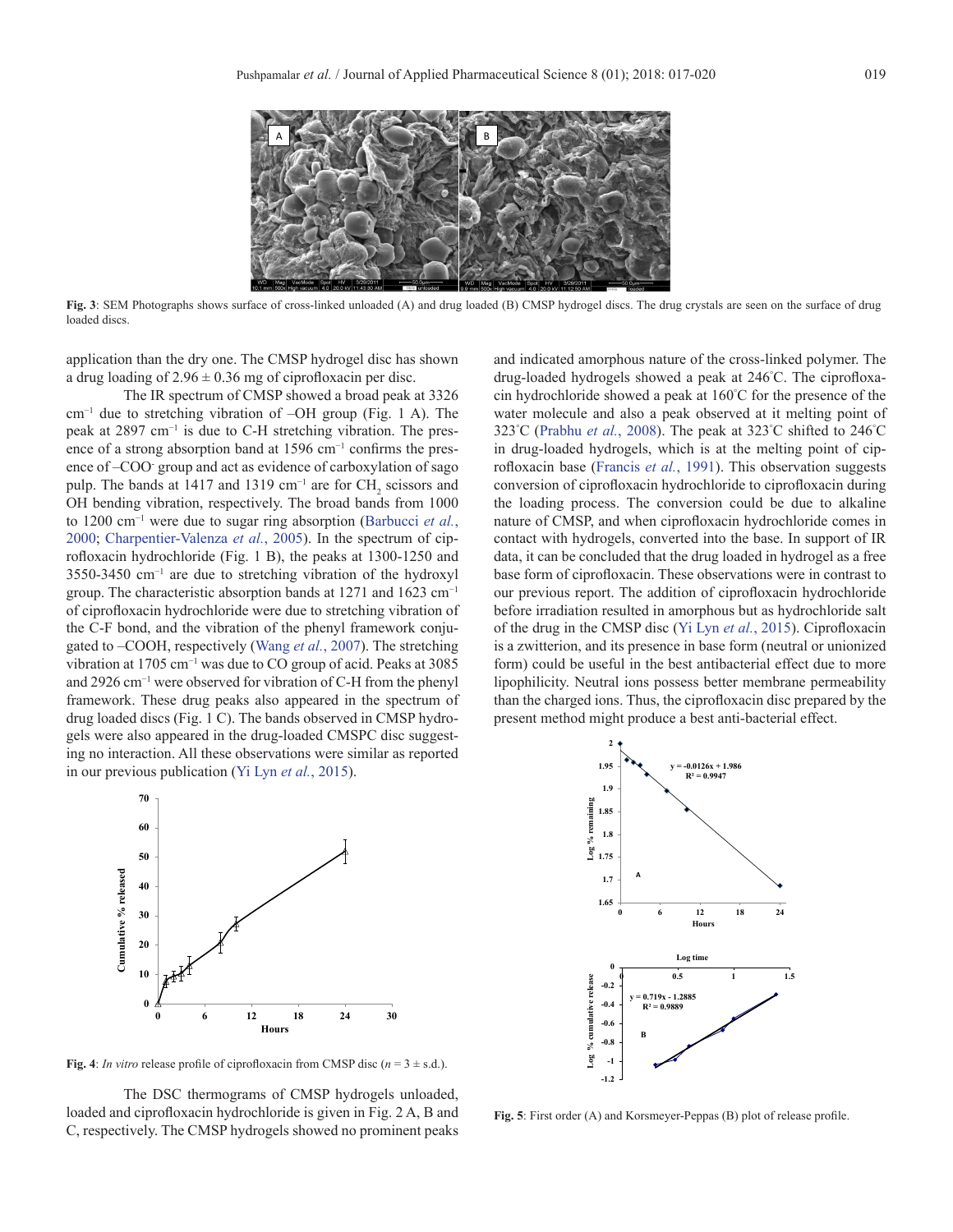Fig. 3: SEM Photographs shows surface of cross-linked unloaded (A) and drug loaded (B) CMSP hydrogel discs. The drug crystals are seen on the surface of drug loaded discs.

application than the dry one. The CMSP hydrogel disc has shown a drug loading of 2.96 ± 0.36 mg of ciprofloxacin per disc.

The IR spectrum of CMSP showed a broad peak at 3326 $cm^{-1}$ due to stretching vibration of –OH group (Fig. 1 A). The peak at 2897 $cm^{-1}$ is due to C-H stretching vibration. The presence of a strong absorption band at 1596 $cm^{-1}$ confirms the presence of $-COO^-$ group and act as evidence of carboxylation of sago pulp. The bands at 1417 and 1319 $cm^{-1}$ are for $CH_2$ scissors and OH bending vibration, respectively. The broad bands from 1000 to 1200 $cm^{-1}$ were due to sugar ring absorption (Barbucci *et al.*, 2000; Charpentier-Valenza *et al.*, 2005). In the spectrum of ciprofloxacin hydrochloride (Fig. 1 B), the peaks at 1300-1250 and 3550-3450 $cm^{-1}$ are due to stretching vibration of the hydroxyl group. The characteristic absorption bands at 1271 and 1623 $cm^{-1}$ of ciprofloxacin hydrochloride were due to stretching vibration of the C-F bond, and the vibration of the phenyl framework conjugated to –COOH, respectively (Wang *et al.*, 2007). The stretching vibration at 1705 $cm^{-1}$ was due to CO group of acid. Peaks at 3085 and 2926 $cm^{-1}$ were observed for vibration of C-H from the phenyl framework. These drug peaks also appeared in the spectrum of drug loaded discs (Fig. 1 C). The bands observed in CMSP hydrogels were also appeared in the drug-loaded CMSPC disc suggesting no interaction. All these observations were similar as reported in our previous publication (Yi Lyn *et al.*, 2015).

Fig. 4: *In vitro* release profile of ciprofloxacin from CMSP disc ($n = 3 \pm$ s.d.).

The DSC thermograms of CMSP hydrogels unloaded, loaded and ciprofloxacin hydrochloride is given in Fig. 2 A, B and C, respectively. The CMSP hydrogels showed no prominent peaks and indicated amorphous nature of the cross-linked polymer. The drug-loaded hydrogels showed a peak at 246˚C. The ciprofloxacin hydrochloride showed a peak at 160˚C for the presence of the water molecule and also a peak observed at it melting point of 323˚C (Prabhu *et al.*, 2008). The peak at 323˚C shifted to 246˚C in drug-loaded hydrogels, which is at the melting point of ciprofloxacin base (Francis *et al.*, 1991). This observation suggests conversion of ciprofloxacin hydrochloride to ciprofloxacin during the loading process. The conversion could be due to alkaline nature of CMSP, and when ciprofloxacin hydrochloride comes in contact with hydrogels, converted into the base. In support of IR data, it can be concluded that the drug loaded in hydrogel as a free base form of ciprofloxacin. These observations were in contrast to our previous report. The addition of ciprofloxacin hydrochloride before irradiation resulted in amorphous but as hydrochloride salt of the drug in the CMSP disc (Yi Lyn *et al.*, 2015). Ciprofloxacin is a zwitterion, and its presence in base form (neutral or unionized form) could be useful in the best antibacterial effect due to more lipophilicity. Neutral ions possess better membrane permeability than the charged ions. Thus, the ciprofloxacin disc prepared by the present method might produce a best anti-bacterial effect.

Fig. 5: First order (A) and Korsmeyer-Peppas (B) plot of release profile.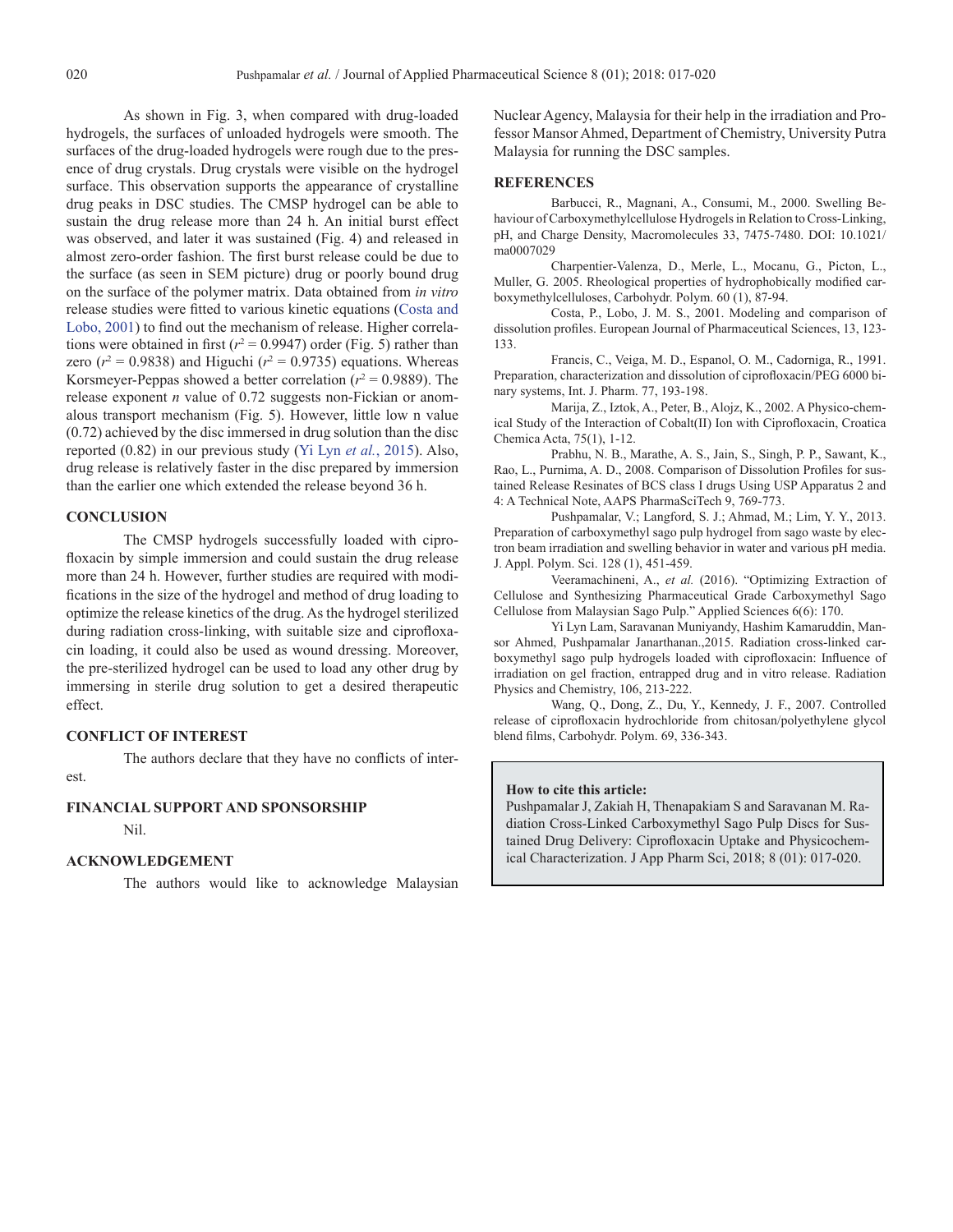As shown in Fig. 3, when compared with drug-loaded hydrogels, the surfaces of unloaded hydrogels were smooth. The surfaces of the drug-loaded hydrogels were rough due to the presence of drug crystals. Drug crystals were visible on the hydrogel surface. This observation supports the appearance of crystalline drug peaks in DSC studies. The CMSP hydrogel can be able to sustain the drug release more than 24 h. An initial burst effect was observed, and later it was sustained (Fig. 4) and released in almost zero-order fashion. The first burst release could be due to the surface (as seen in SEM picture) drug or poorly bound drug on the surface of the polymer matrix. Data obtained from *in vitro* release studies were fitted to various kinetic equations (Costa and Lobo, 2001) to find out the mechanism of release. Higher correlations were obtained in first ($r^2 = 0.9947$) order (Fig. 5) rather than zero ($r^2 = 0.9838$) and Higuchi ($r^2 = 0.9735$) equations. Whereas Korsmeyer-Peppas showed a better correlation ($r^2 = 0.9889$). The release exponent $n$ value of 0.72 suggests non-Fickian or anomalous transport mechanism (Fig. 5). However, little low n value (0.72) achieved by the disc immersed in drug solution than the disc reported (0.82) in our previous study (Yi Lyn *et al.*, 2015). Also, drug release is relatively faster in the disc prepared by immersion than the earlier one which extended the release beyond 36 h.

## CONCLUSION

The CMSP hydrogels successfully loaded with ciprofloxacin by simple immersion and could sustain the drug release more than 24 h. However, further studies are required with modifications in the size of the hydrogel and method of drug loading to optimize the release kinetics of the drug. As the hydrogel sterilized during radiation cross-linking, with suitable size and ciprofloxacin loading, it could also be used as wound dressing. Moreover, the pre-sterilized hydrogel can be used to load any other drug by immersing in sterile drug solution to get a desired therapeutic effect.

## CONFLICT OF INTEREST

The authors declare that they have no conflicts of interest.

## FINANCIAL SUPPORT AND SPONSORSHIP

Nil.

## ACKNOWLEDGEMENT

The authors would like to acknowledge Malaysian Nuclear Agency, Malaysia for their help in the irradiation and Professor Mansor Ahmed, Department of Chemistry, University Putra Malaysia for running the DSC samples.

## REFERENCES

Barbucci, R., Magnani, A., Consumi, M., 2000. Swelling Behaviour of Carboxymethylcellulose Hydrogels in Relation to Cross-Linking, pH, and Charge Density, Macromolecules 33, 7475-7480. DOI: 10.1021/ma0007029

Charpentier-Valenza, D., Merle, L., Mocanu, G., Picton, L., Muller, G. 2005. Rheological properties of hydrophobically modified carboxymethylcelluloses, Carbohydr. Polym. 60 (1), 87-94.

Costa, P., Lobo, J. M. S., 2001. Modeling and comparison of dissolution profiles. European Journal of Pharmaceutical Sciences, 13, 123-133.

Francis, C., Veiga, M. D., Espanol, O. M., Cadorniga, R., 1991. Preparation, characterization and dissolution of ciprofloxacin/PEG 6000 binary systems, Int. J. Pharm. 77, 193-198.

Marija, Z., Iztok, A., Peter, B., Alojz, K., 2002. A Physico-chemical Study of the Interaction of Cobalt(II) Ion with Ciprofloxacin, Croatica Chemica Acta, 75(1), 1-12.

Prabhu, N. B., Marathe, A. S., Jain, S., Singh, P. P., Sawant, K., Rao, L., Purnima, A. D., 2008. Comparison of Dissolution Profiles for sustained Release Resinates of BCS class I drugs Using USP Apparatus 2 and 4: A Technical Note, AAPS PharmaSciTech 9, 769-773.

Pushpamalar, V.; Langford, S. J.; Ahmad, M.; Lim, Y. Y., 2013. Preparation of carboxymethyl sago pulp hydrogel from sago waste by electron beam irradiation and swelling behavior in water and various pH media. J. Appl. Polym. Sci. 128 (1), 451-459.

Veeramachineni, A., *et al.* (2016). "Optimizing Extraction of Cellulose and Synthesizing Pharmaceutical Grade Carboxymethyl Sago Cellulose from Malaysian Sago Pulp." Applied Sciences 6(6): 170.

Yi Lyn Lam, Saravanan Muniyandy, Hashim Kamaruddin, Mansor Ahmed, Pushpamalar Janarthanan.,2015. Radiation cross-linked carboxymethyl sago pulp hydrogels loaded with ciprofloxacin: Influence of irradiation on gel fraction, entrapped drug and in vitro release. Radiation Physics and Chemistry, 106, 213-222.

Wang, Q., Dong, Z., Du, Y., Kennedy, J. F., 2007. Controlled release of ciprofloxacin hydrochloride from chitosan/polyethylene glycol blend films, Carbohydr. Polym. 69, 336-343.

**How to cite this article:**

Pushpamalar J, Zakiah H, Thenapakiam S and Saravanan M. Radiation Cross-Linked Carboxymethyl Sago Pulp Discs for Sustained Drug Delivery: Ciprofloxacin Uptake and Physicochemical Characterization. J App Pharm Sci, 2018; 8 (01): 017-020.